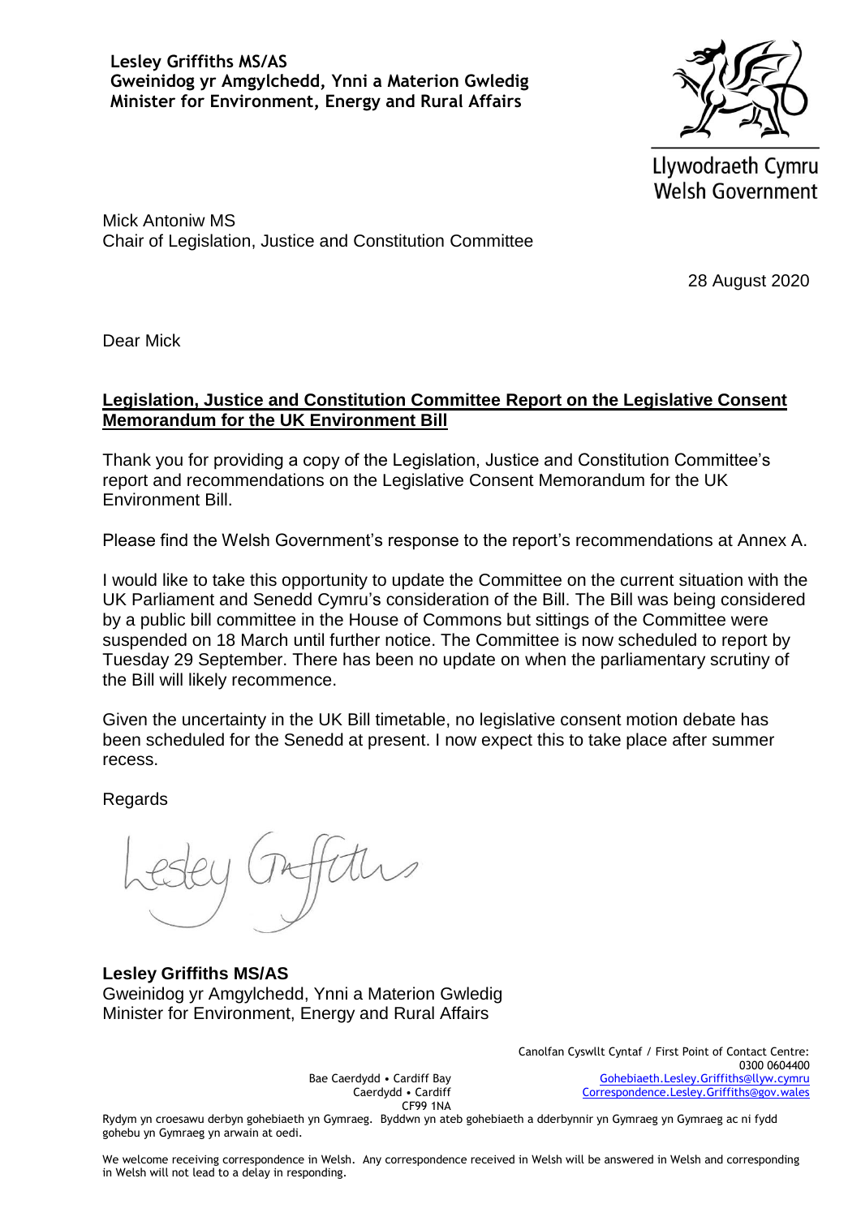**Lesley Griffiths MS/AS**
**Gweinidog yr Amgylchedd, Ynni a Materion Gwledig**
**Minister for Environment, Energy and Rural Affairs**

Llywodraeth Cymru
Welsh Government

Mick Antoniw MS
Chair of Legislation, Justice and Constitution Committee

28 August 2020

Dear Mick

**Legislation, Justice and Constitution Committee Report on the Legislative Consent Memorandum for the UK Environment Bill**

Thank you for providing a copy of the Legislation, Justice and Constitution Committee's report and recommendations on the Legislative Consent Memorandum for the UK Environment Bill.

Please find the Welsh Government's response to the report's recommendations at Annex A.

I would like to take this opportunity to update the Committee on the current situation with the UK Parliament and Senedd Cymru's consideration of the Bill. The Bill was being considered by a public bill committee in the House of Commons but sittings of the Committee were suspended on 18 March until further notice. The Committee is now scheduled to report by Tuesday 29 September. There has been no update on when the parliamentary scrutiny of the Bill will likely recommence.

Given the uncertainty in the UK Bill timetable, no legislative consent motion debate has been scheduled for the Senedd at present. I now expect this to take place after summer recess.

Regards

Lesley Griffiths

**Lesley Griffiths MS/AS**
Gweinidog yr Amgylchedd, Ynni a Materion Gwledig
Minister for Environment, Energy and Rural Affairs

Bae Caerdydd • Cardiff Bay
Caerdydd • Cardiff
CF99 1NA

Canolfan Cyswllt Cyntaf / First Point of Contact Centre:
0300 0604400
Gohebiaeth.Lesley.Griffiths@llyw.cymru
Correspondence.Lesley.Griffiths@gov.wales

Rydym yn croesawu derbyn gohebiaeth yn Gymraeg. Byddwn yn ateb gohebiaeth a dderbynnir yn Gymraeg yn Gymraeg ac ni fydd gohebu yn Gymraeg yn arwain at oedi.

We welcome receiving correspondence in Welsh. Any correspondence received in Welsh will be answered in Welsh and corresponding in Welsh will not lead to a delay in responding.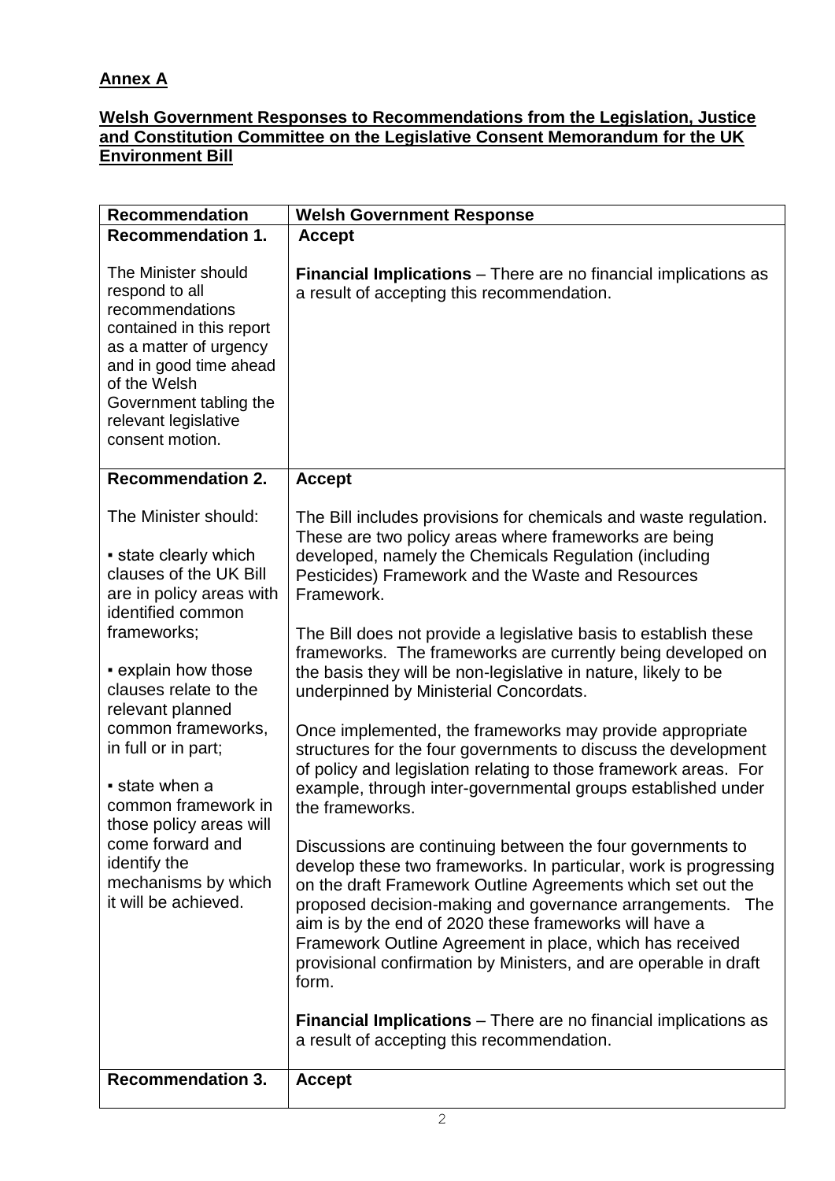**Annex A**

**Welsh Government Responses to Recommendations from the Legislation, Justice and Constitution Committee on the Legislative Consent Memorandum for the UK Environment Bill**

| Recommendation | Welsh Government Response |
|---|---|
| **Recommendation 1.**<br><br>The Minister should respond to all recommendations contained in this report as a matter of urgency and in good time ahead of the Welsh Government tabling the relevant legislative consent motion. | **Accept**<br><br>**Financial Implications** – There are no financial implications as a result of accepting this recommendation. |
| **Recommendation 2.**<br><br>The Minister should:<br><br>▪ state clearly which clauses of the UK Bill are in policy areas with identified common frameworks;<br><br>▪ explain how those clauses relate to the relevant planned common frameworks, in full or in part;<br><br>▪ state when a common framework in those policy areas will come forward and identify the mechanisms by which it will be achieved. | **Accept**<br><br>The Bill includes provisions for chemicals and waste regulation. These are two policy areas where frameworks are being developed, namely the Chemicals Regulation (including Pesticides) Framework and the Waste and Resources Framework.<br><br>The Bill does not provide a legislative basis to establish these frameworks. The frameworks are currently being developed on the basis they will be non-legislative in nature, likely to be underpinned by Ministerial Concordats.<br><br>Once implemented, the frameworks may provide appropriate structures for the four governments to discuss the development of policy and legislation relating to those framework areas. For example, through inter-governmental groups established under the frameworks.<br><br>Discussions are continuing between the four governments to develop these two frameworks. In particular, work is progressing on the draft Framework Outline Agreements which set out the proposed decision-making and governance arrangements. The aim is by the end of 2020 these frameworks will have a Framework Outline Agreement in place, which has received provisional confirmation by Ministers, and are operable in draft form.<br><br>**Financial Implications** – There are no financial implications as a result of accepting this recommendation. |
| **Recommendation 3.** | **Accept** |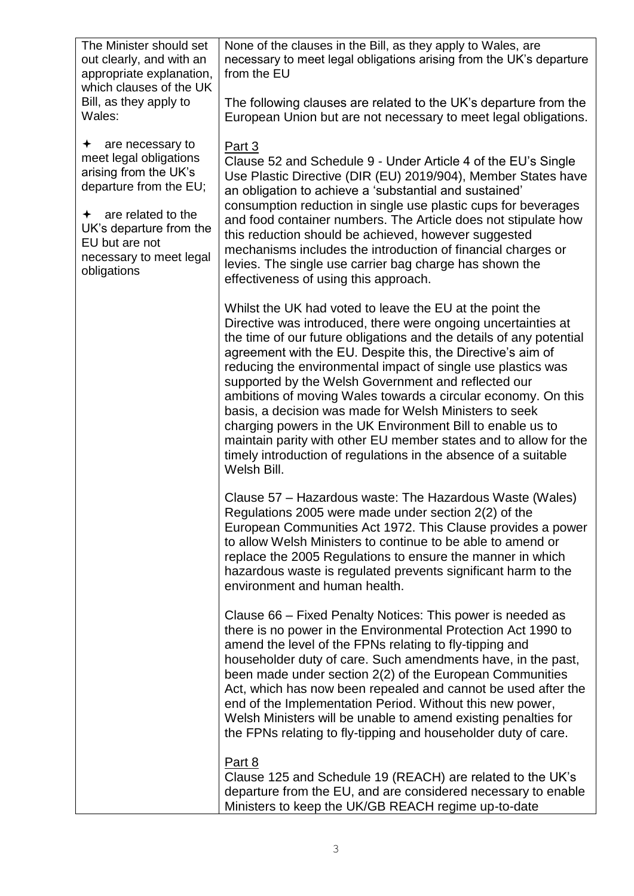| The Minister should set out clearly, and with an appropriate explanation, which clauses of the UK Bill, as they apply to Wales:<br><br>✦ are necessary to meet legal obligations arising from the UK's departure from the EU;<br><br>✦ are related to the UK's departure from the EU but are not necessary to meet legal obligations | None of the clauses in the Bill, as they apply to Wales, are necessary to meet legal obligations arising from the UK's departure from the EU<br><br>The following clauses are related to the UK's departure from the European Union but are not necessary to meet legal obligations.<br><br><u>Part 3</u><br>Clause 52 and Schedule 9 - Under Article 4 of the EU's Single Use Plastic Directive (DIR (EU) 2019/904), Member States have an obligation to achieve a 'substantial and sustained' consumption reduction in single use plastic cups for beverages and food container numbers. The Article does not stipulate how this reduction should be achieved, however suggested mechanisms includes the introduction of financial charges or levies. The single use carrier bag charge has shown the effectiveness of using this approach.<br><br>Whilst the UK had voted to leave the EU at the point the Directive was introduced, there were ongoing uncertainties at the time of our future obligations and the details of any potential agreement with the EU. Despite this, the Directive's aim of reducing the environmental impact of single use plastics was supported by the Welsh Government and reflected our ambitions of moving Wales towards a circular economy. On this basis, a decision was made for Welsh Ministers to seek charging powers in the UK Environment Bill to enable us to maintain parity with other EU member states and to allow for the timely introduction of regulations in the absence of a suitable Welsh Bill.<br><br>Clause 57 – Hazardous waste: The Hazardous Waste (Wales) Regulations 2005 were made under section 2(2) of the European Communities Act 1972. This Clause provides a power to allow Welsh Ministers to continue to be able to amend or replace the 2005 Regulations to ensure the manner in which hazardous waste is regulated prevents significant harm to the environment and human health.<br><br>Clause 66 – Fixed Penalty Notices: This power is needed as there is no power in the Environmental Protection Act 1990 to amend the level of the FPNs relating to fly-tipping and householder duty of care. Such amendments have, in the past, been made under section 2(2) of the European Communities Act, which has now been repealed and cannot be used after the end of the Implementation Period. Without this new power, Welsh Ministers will be unable to amend existing penalties for the FPNs relating to fly-tipping and householder duty of care.<br><br><u>Part 8</u><br>Clause 125 and Schedule 19 (REACH) are related to the UK's departure from the EU, and are considered necessary to enable Ministers to keep the UK/GB REACH regime up-to-date |
|---|---|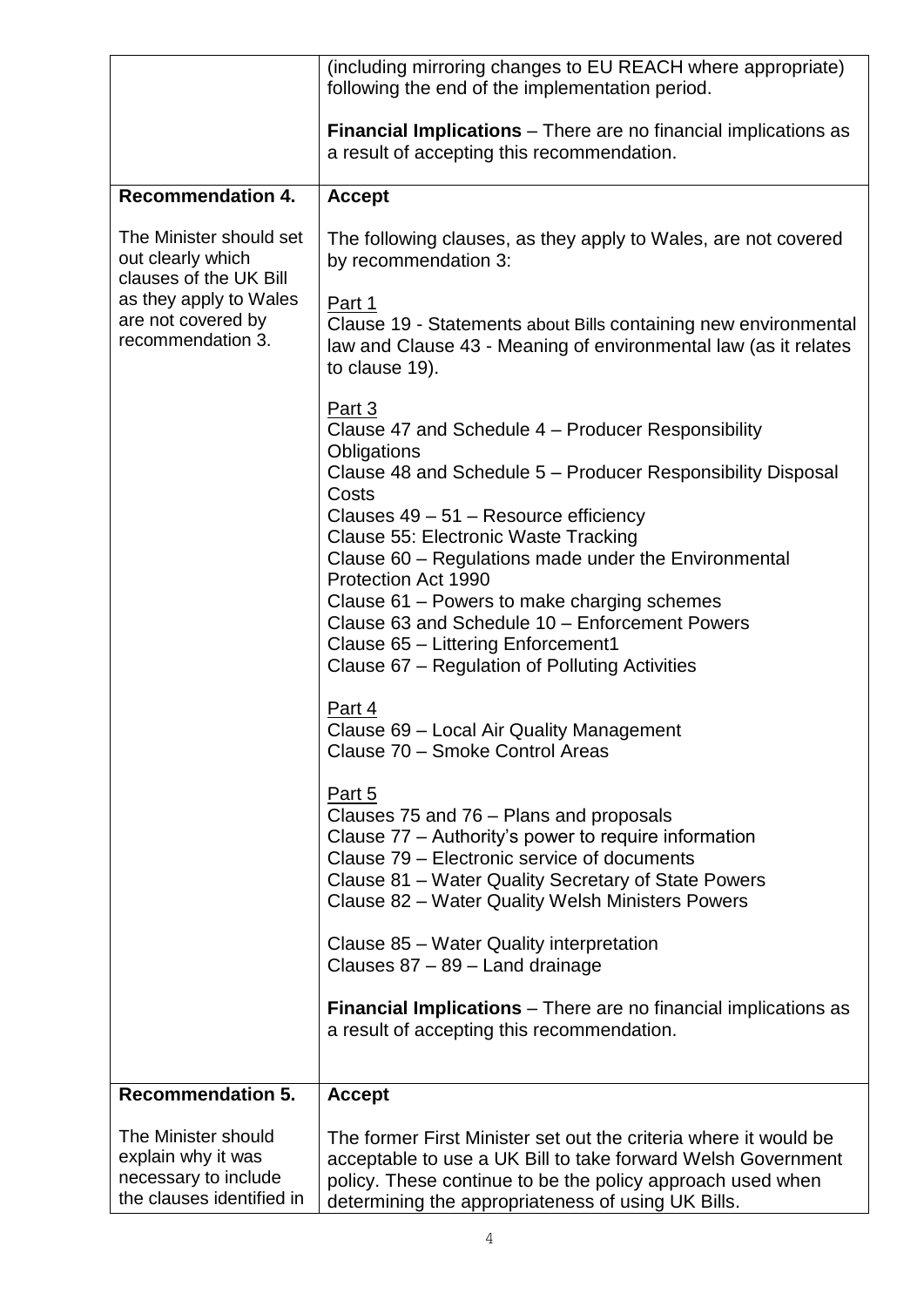| | |
|---|---|
| | (including mirroring changes to EU REACH where appropriate) following the end of the implementation period.<br><br>**Financial Implications** – There are no financial implications as a result of accepting this recommendation. |
| **Recommendation 4.**<br><br>The Minister should set out clearly which clauses of the UK Bill as they apply to Wales are not covered by recommendation 3. | **Accept**<br><br>The following clauses, as they apply to Wales, are not covered by recommendation 3:<br><br>Part 1<br>Clause 19 - Statements about Bills containing new environmental law and Clause 43 - Meaning of environmental law (as it relates to clause 19).<br><br>Part 3<br>Clause 47 and Schedule 4 – Producer Responsibility Obligations<br>Clause 48 and Schedule 5 – Producer Responsibility Disposal Costs<br>Clauses 49 – 51 – Resource efficiency<br>Clause 55: Electronic Waste Tracking<br>Clause 60 – Regulations made under the Environmental Protection Act 1990<br>Clause 61 – Powers to make charging schemes<br>Clause 63 and Schedule 10 – Enforcement Powers<br>Clause 65 – Littering Enforcement1<br>Clause 67 – Regulation of Polluting Activities<br><br>Part 4<br>Clause 69 – Local Air Quality Management<br>Clause 70 – Smoke Control Areas<br><br>Part 5<br>Clauses 75 and 76 – Plans and proposals<br>Clause 77 – Authority's power to require information<br>Clause 79 – Electronic service of documents<br>Clause 81 – Water Quality Secretary of State Powers<br>Clause 82 – Water Quality Welsh Ministers Powers<br><br>Clause 85 – Water Quality interpretation<br>Clauses 87 – 89 – Land drainage<br><br>**Financial Implications** – There are no financial implications as a result of accepting this recommendation. |
| **Recommendation 5.**<br><br>The Minister should explain why it was necessary to include the clauses identified in | **Accept**<br><br>The former First Minister set out the criteria where it would be acceptable to use a UK Bill to take forward Welsh Government policy. These continue to be the policy approach used when determining the appropriateness of using UK Bills. |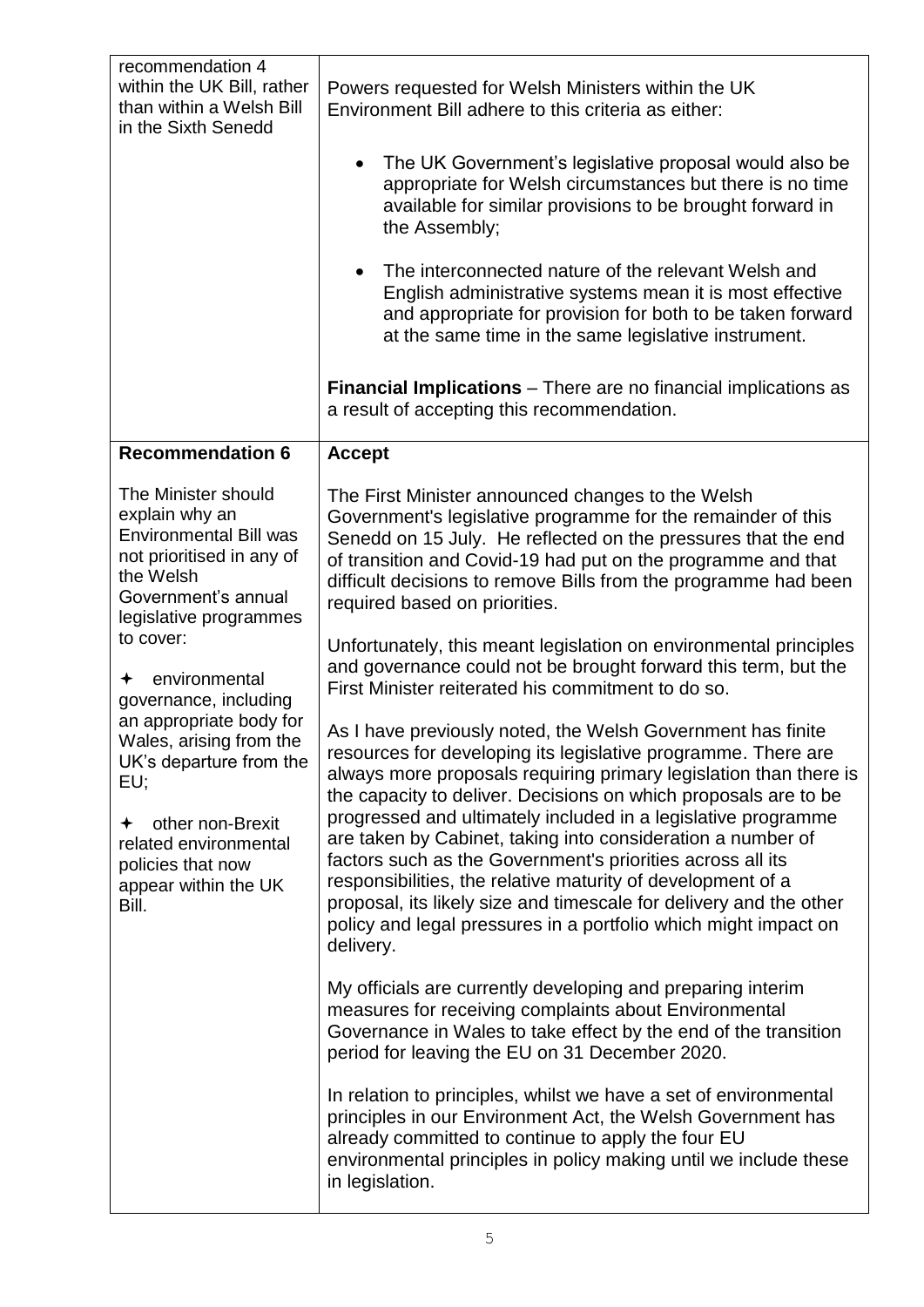| | |
|---|---|
| recommendation 4 within the UK Bill, rather than within a Welsh Bill in the Sixth Senedd | Powers requested for Welsh Ministers within the UK Environment Bill adhere to this criteria as either:<br><br>• The UK Government's legislative proposal would also be appropriate for Welsh circumstances but there is no time available for similar provisions to be brought forward in the Assembly;<br><br>• The interconnected nature of the relevant Welsh and English administrative systems mean it is most effective and appropriate for provision for both to be taken forward at the same time in the same legislative instrument.<br><br>**Financial Implications** – There are no financial implications as a result of accepting this recommendation. |
| **Recommendation 6**<br><br>The Minister should explain why an Environmental Bill was not prioritised in any of the Welsh Government's annual legislative programmes to cover:<br><br>✦ environmental governance, including an appropriate body for Wales, arising from the UK's departure from the EU;<br><br>✦ other non-Brexit related environmental policies that now appear within the UK Bill. | **Accept**<br><br>The First Minister announced changes to the Welsh Government's legislative programme for the remainder of this Senedd on 15 July. He reflected on the pressures that the end of transition and Covid-19 had put on the programme and that difficult decisions to remove Bills from the programme had been required based on priorities.<br><br>Unfortunately, this meant legislation on environmental principles and governance could not be brought forward this term, but the First Minister reiterated his commitment to do so.<br><br>As I have previously noted, the Welsh Government has finite resources for developing its legislative programme. There are always more proposals requiring primary legislation than there is the capacity to deliver. Decisions on which proposals are to be progressed and ultimately included in a legislative programme are taken by Cabinet, taking into consideration a number of factors such as the Government's priorities across all its responsibilities, the relative maturity of development of a proposal, its likely size and timescale for delivery and the other policy and legal pressures in a portfolio which might impact on delivery.<br><br>My officials are currently developing and preparing interim measures for receiving complaints about Environmental Governance in Wales to take effect by the end of the transition period for leaving the EU on 31 December 2020.<br><br>In relation to principles, whilst we have a set of environmental principles in our Environment Act, the Welsh Government has already committed to continue to apply the four EU environmental principles in policy making until we include these in legislation. |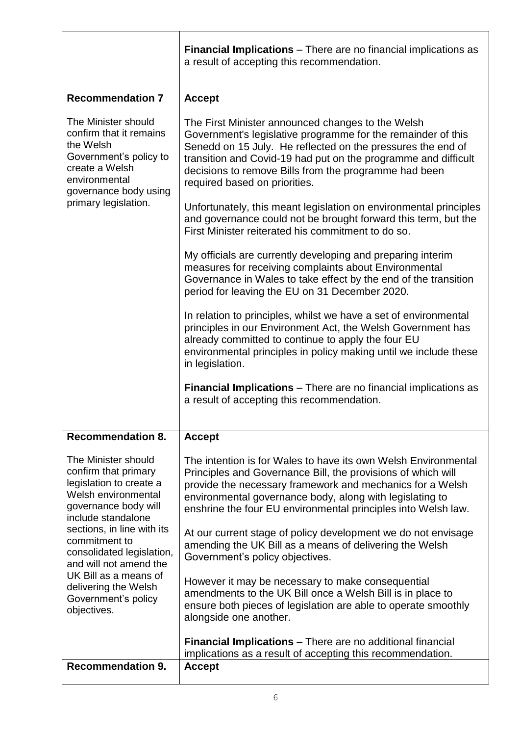|  |  |
|---|---|
|  | **Financial Implications** – There are no financial implications as a result of accepting this recommendation. |
| **Recommendation 7**<br><br>The Minister should confirm that it remains the Welsh Government's policy to create a Welsh environmental governance body using primary legislation. | **Accept**<br><br>The First Minister announced changes to the Welsh Government's legislative programme for the remainder of this Senedd on 15 July. He reflected on the pressures the end of transition and Covid-19 had put on the programme and difficult decisions to remove Bills from the programme had been required based on priorities.<br><br>Unfortunately, this meant legislation on environmental principles and governance could not be brought forward this term, but the First Minister reiterated his commitment to do so.<br><br>My officials are currently developing and preparing interim measures for receiving complaints about Environmental Governance in Wales to take effect by the end of the transition period for leaving the EU on 31 December 2020.<br><br>In relation to principles, whilst we have a set of environmental principles in our Environment Act, the Welsh Government has already committed to continue to apply the four EU environmental principles in policy making until we include these in legislation.<br><br>**Financial Implications** – There are no financial implications as a result of accepting this recommendation. |
| **Recommendation 8.**<br><br>The Minister should confirm that primary legislation to create a Welsh environmental governance body will include standalone sections, in line with its commitment to consolidated legislation, and will not amend the UK Bill as a means of delivering the Welsh Government's policy objectives. | **Accept**<br><br>The intention is for Wales to have its own Welsh Environmental Principles and Governance Bill, the provisions of which will provide the necessary framework and mechanics for a Welsh environmental governance body, along with legislating to enshrine the four EU environmental principles into Welsh law.<br><br>At our current stage of policy development we do not envisage amending the UK Bill as a means of delivering the Welsh Government's policy objectives.<br><br>However it may be necessary to make consequential amendments to the UK Bill once a Welsh Bill is in place to ensure both pieces of legislation are able to operate smoothly alongside one another.<br><br>**Financial Implications** – There are no additional financial implications as a result of accepting this recommendation. |
| **Recommendation 9.** | **Accept** |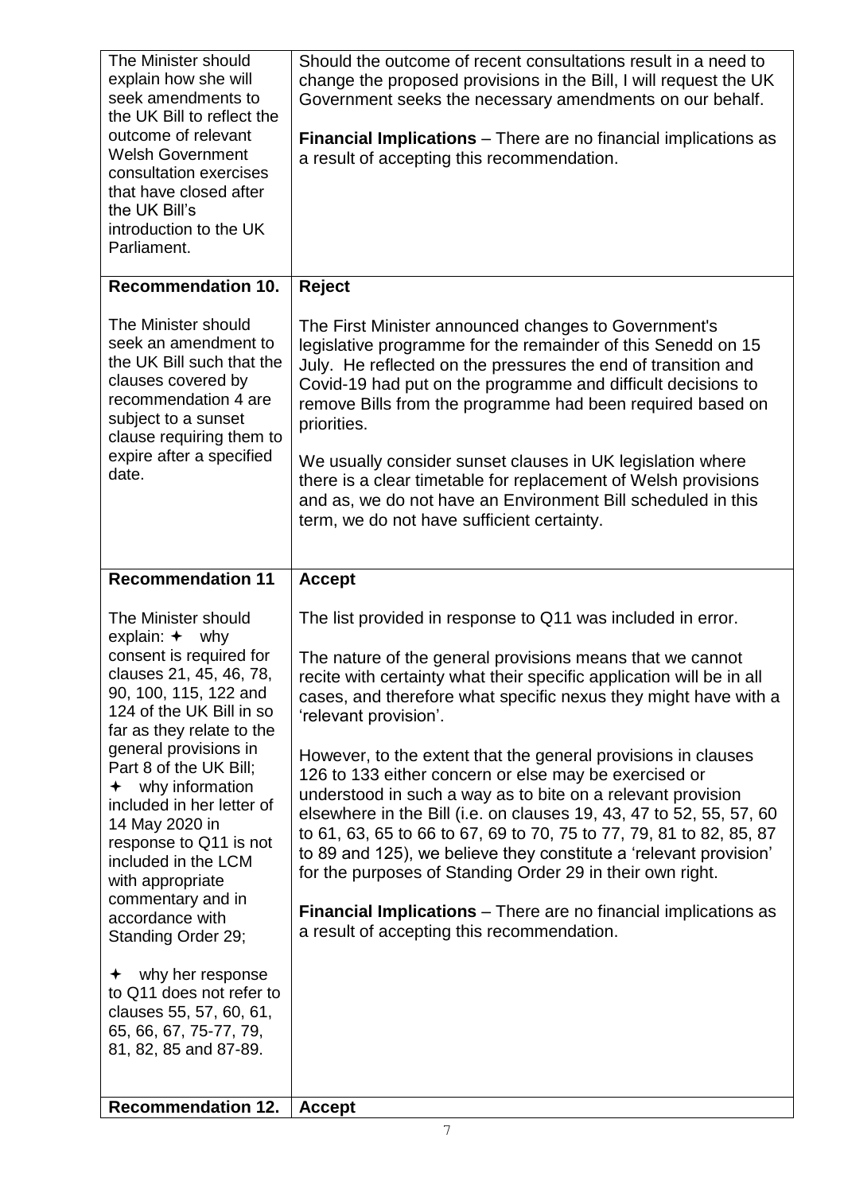| | |
|---|---|
| The Minister should explain how she will seek amendments to the UK Bill to reflect the outcome of relevant Welsh Government consultation exercises that have closed after the UK Bill's introduction to the UK Parliament. | Should the outcome of recent consultations result in a need to change the proposed provisions in the Bill, I will request the UK Government seeks the necessary amendments on our behalf.<br><br>**Financial Implications** – There are no financial implications as a result of accepting this recommendation. |
| **Recommendation 10.**<br><br>The Minister should seek an amendment to the UK Bill such that the clauses covered by recommendation 4 are subject to a sunset clause requiring them to expire after a specified date. | **Reject**<br><br>The First Minister announced changes to Government's legislative programme for the remainder of this Senedd on 15 July. He reflected on the pressures the end of transition and Covid-19 had put on the programme and difficult decisions to remove Bills from the programme had been required based on priorities.<br><br>We usually consider sunset clauses in UK legislation where there is a clear timetable for replacement of Welsh provisions and as, we do not have an Environment Bill scheduled in this term, we do not have sufficient certainty. |
| **Recommendation 11**<br><br>The Minister should explain: ✦ why consent is required for clauses 21, 45, 46, 78, 90, 100, 115, 122 and 124 of the UK Bill in so far as they relate to the general provisions in Part 8 of the UK Bill;<br>✦ why information included in her letter of 14 May 2020 in response to Q11 is not included in the LCM with appropriate commentary and in accordance with Standing Order 29;<br><br>✦ why her response to Q11 does not refer to clauses 55, 57, 60, 61, 65, 66, 67, 75-77, 79, 81, 82, 85 and 87-89. | **Accept**<br><br>The list provided in response to Q11 was included in error.<br><br>The nature of the general provisions means that we cannot recite with certainty what their specific application will be in all cases, and therefore what specific nexus they might have with a 'relevant provision'.<br><br>However, to the extent that the general provisions in clauses 126 to 133 either concern or else may be exercised or understood in such a way as to bite on a relevant provision elsewhere in the Bill (i.e. on clauses 19, 43, 47 to 52, 55, 57, 60 to 61, 63, 65 to 66 to 67, 69 to 70, 75 to 77, 79, 81 to 82, 85, 87 to 89 and 125), we believe they constitute a 'relevant provision' for the purposes of Standing Order 29 in their own right.<br><br>**Financial Implications** – There are no financial implications as a result of accepting this recommendation. |
| **Recommendation 12.** | **Accept** |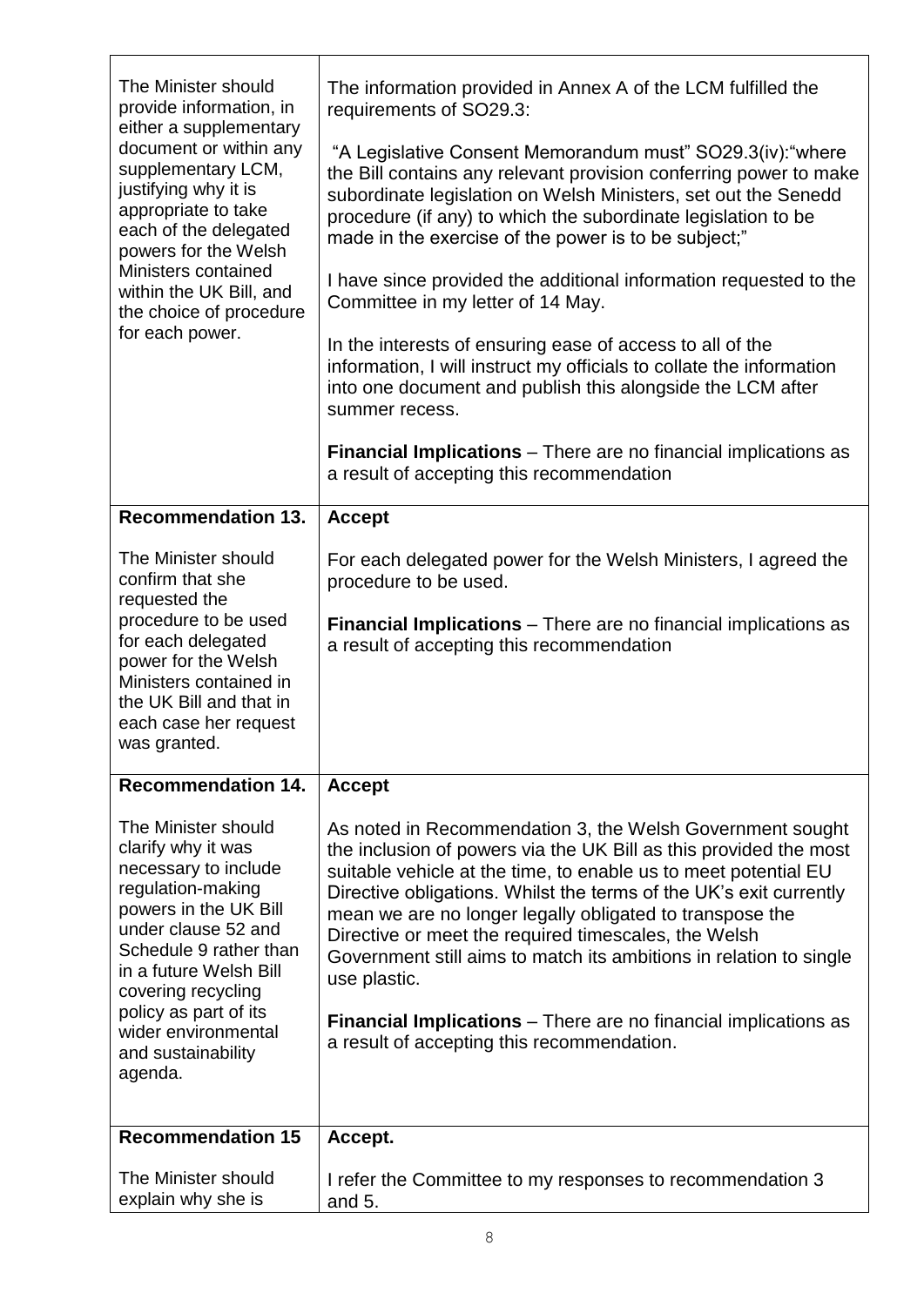| | |
|---|---|
| The Minister should provide information, in either a supplementary document or within any supplementary LCM, justifying why it is appropriate to take each of the delegated powers for the Welsh Ministers contained within the UK Bill, and the choice of procedure for each power. | The information provided in Annex A of the LCM fulfilled the requirements of SO29.3:<br><br>"A Legislative Consent Memorandum must" SO29.3(iv):"where the Bill contains any relevant provision conferring power to make subordinate legislation on Welsh Ministers, set out the Senedd procedure (if any) to which the subordinate legislation to be made in the exercise of the power is to be subject;"<br><br>I have since provided the additional information requested to the Committee in my letter of 14 May.<br><br>In the interests of ensuring ease of access to all of the information, I will instruct my officials to collate the information into one document and publish this alongside the LCM after summer recess.<br><br>**Financial Implications** – There are no financial implications as a result of accepting this recommendation |
| **Recommendation 13.**<br><br>The Minister should confirm that she requested the procedure to be used for each delegated power for the Welsh Ministers contained in the UK Bill and that in each case her request was granted. | **Accept**<br><br>For each delegated power for the Welsh Ministers, I agreed the procedure to be used.<br><br>**Financial Implications** – There are no financial implications as a result of accepting this recommendation |
| **Recommendation 14.**<br><br>The Minister should clarify why it was necessary to include regulation-making powers in the UK Bill under clause 52 and Schedule 9 rather than in a future Welsh Bill covering recycling policy as part of its wider environmental and sustainability agenda. | **Accept**<br><br>As noted in Recommendation 3, the Welsh Government sought the inclusion of powers via the UK Bill as this provided the most suitable vehicle at the time, to enable us to meet potential EU Directive obligations. Whilst the terms of the UK's exit currently mean we are no longer legally obligated to transpose the Directive or meet the required timescales, the Welsh Government still aims to match its ambitions in relation to single use plastic.<br><br>**Financial Implications** – There are no financial implications as a result of accepting this recommendation. |
| **Recommendation 15**<br><br>The Minister should explain why she is | **Accept.**<br><br>I refer the Committee to my responses to recommendation 3 and 5. |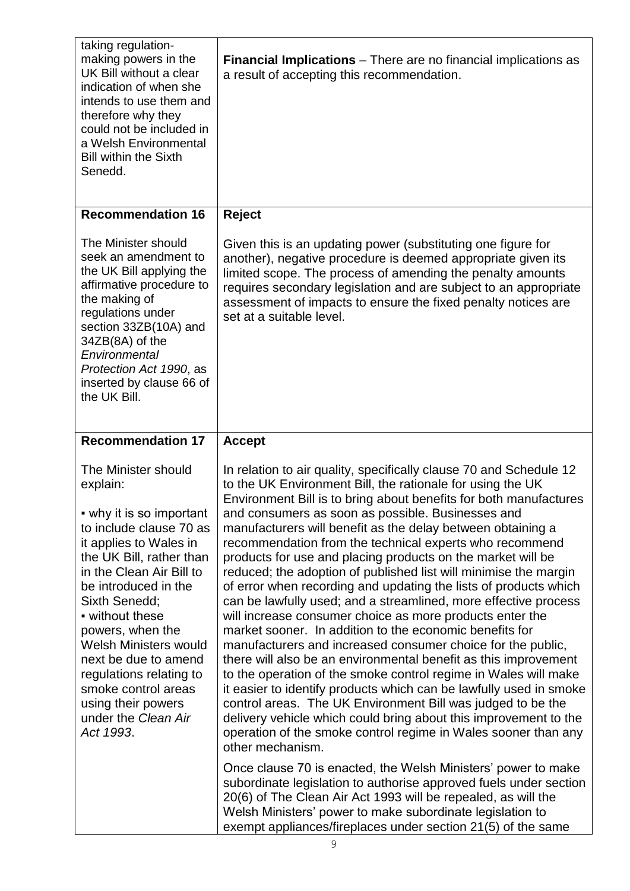| | |
|---|---|
| taking regulation-making powers in the UK Bill without a clear indication of when she intends to use them and therefore why they could not be included in a Welsh Environmental Bill within the Sixth Senedd. | **Financial Implications** – There are no financial implications as a result of accepting this recommendation. |
| **Recommendation 16**<br><br>The Minister should seek an amendment to the UK Bill applying the affirmative procedure to the making of regulations under section 33ZB(10A) and 34ZB(8A) of the *Environmental Protection Act 1990*, as inserted by clause 66 of the UK Bill. | **Reject**<br><br>Given this is an updating power (substituting one figure for another), negative procedure is deemed appropriate given its limited scope. The process of amending the penalty amounts requires secondary legislation and are subject to an appropriate assessment of impacts to ensure the fixed penalty notices are set at a suitable level. |
| **Recommendation 17**<br><br>The Minister should explain:<br><br>▪ why it is so important to include clause 70 as it applies to Wales in the UK Bill, rather than in the Clean Air Bill to be introduced in the Sixth Senedd;<br>▪ without these powers, when the Welsh Ministers would next be due to amend regulations relating to smoke control areas using their powers under the *Clean Air Act 1993*. | **Accept**<br><br>In relation to air quality, specifically clause 70 and Schedule 12 to the UK Environment Bill, the rationale for using the UK Environment Bill is to bring about benefits for both manufactures and consumers as soon as possible. Businesses and manufacturers will benefit as the delay between obtaining a recommendation from the technical experts who recommend products for use and placing products on the market will be reduced; the adoption of published list will minimise the margin of error when recording and updating the lists of products which can be lawfully used; and a streamlined, more effective process will increase consumer choice as more products enter the market sooner. In addition to the economic benefits for manufacturers and increased consumer choice for the public, there will also be an environmental benefit as this improvement to the operation of the smoke control regime in Wales will make it easier to identify products which can be lawfully used in smoke control areas. The UK Environment Bill was judged to be the delivery vehicle which could bring about this improvement to the operation of the smoke control regime in Wales sooner than any other mechanism.<br><br>Once clause 70 is enacted, the Welsh Ministers' power to make subordinate legislation to authorise approved fuels under section 20(6) of The Clean Air Act 1993 will be repealed, as will the Welsh Ministers' power to make subordinate legislation to exempt appliances/fireplaces under section 21(5) of the same |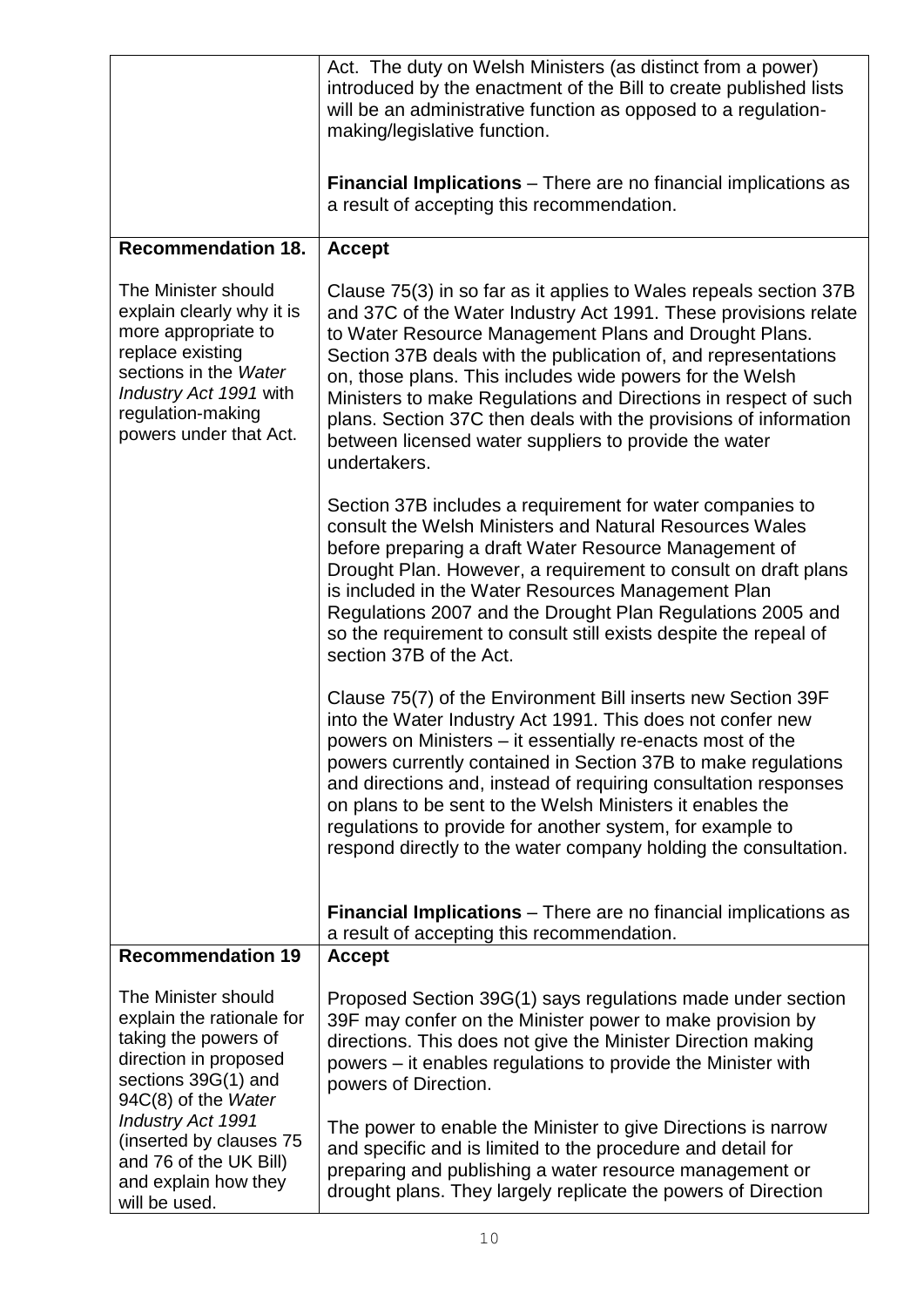| | |
|---|---|
| | Act. The duty on Welsh Ministers (as distinct from a power) introduced by the enactment of the Bill to create published lists will be an administrative function as opposed to a regulation-making/legislative function.<br><br>**Financial Implications** – There are no financial implications as a result of accepting this recommendation. |
| **Recommendation 18.**<br><br>The Minister should explain clearly why it is more appropriate to replace existing sections in the *Water Industry Act 1991* with regulation-making powers under that Act. | **Accept**<br><br>Clause 75(3) in so far as it applies to Wales repeals section 37B and 37C of the Water Industry Act 1991. These provisions relate to Water Resource Management Plans and Drought Plans. Section 37B deals with the publication of, and representations on, those plans. This includes wide powers for the Welsh Ministers to make Regulations and Directions in respect of such plans. Section 37C then deals with the provisions of information between licensed water suppliers to provide the water undertakers.<br><br>Section 37B includes a requirement for water companies to consult the Welsh Ministers and Natural Resources Wales before preparing a draft Water Resource Management of Drought Plan. However, a requirement to consult on draft plans is included in the Water Resources Management Plan Regulations 2007 and the Drought Plan Regulations 2005 and so the requirement to consult still exists despite the repeal of section 37B of the Act.<br><br>Clause 75(7) of the Environment Bill inserts new Section 39F into the Water Industry Act 1991. This does not confer new powers on Ministers – it essentially re-enacts most of the powers currently contained in Section 37B to make regulations and directions and, instead of requiring consultation responses on plans to be sent to the Welsh Ministers it enables the regulations to provide for another system, for example to respond directly to the water company holding the consultation.<br><br>**Financial Implications** – There are no financial implications as a result of accepting this recommendation. |
| **Recommendation 19**<br><br>The Minister should explain the rationale for taking the powers of direction in proposed sections 39G(1) and 94C(8) of the *Water Industry Act 1991* (inserted by clauses 75 and 76 of the UK Bill) and explain how they will be used. | **Accept**<br><br>Proposed Section 39G(1) says regulations made under section 39F may confer on the Minister power to make provision by directions. This does not give the Minister Direction making powers – it enables regulations to provide the Minister with powers of Direction.<br><br>The power to enable the Minister to give Directions is narrow and specific and is limited to the procedure and detail for preparing and publishing a water resource management or drought plans. They largely replicate the powers of Direction |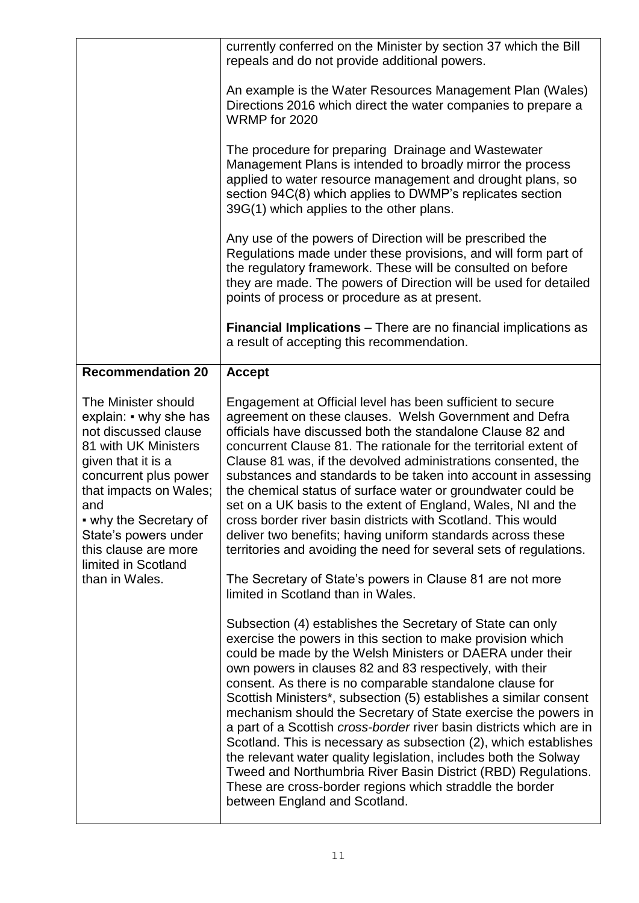| | |
|---|---|
| | currently conferred on the Minister by section 37 which the Bill repeals and do not provide additional powers.<br><br>An example is the Water Resources Management Plan (Wales) Directions 2016 which direct the water companies to prepare a WRMP for 2020<br><br>The procedure for preparing Drainage and Wastewater Management Plans is intended to broadly mirror the process applied to water resource management and drought plans, so section 94C(8) which applies to DWMP's replicates section 39G(1) which applies to the other plans.<br><br>Any use of the powers of Direction will be prescribed the Regulations made under these provisions, and will form part of the regulatory framework. These will be consulted on before they are made. The powers of Direction will be used for detailed points of process or procedure as at present.<br><br>**Financial Implications** – There are no financial implications as a result of accepting this recommendation. |
| **Recommendation 20**<br><br>The Minister should explain: ▪ why she has not discussed clause 81 with UK Ministers given that it is a concurrent plus power that impacts on Wales; and<br>▪ why the Secretary of State's powers under this clause are more limited in Scotland than in Wales. | **Accept**<br><br>Engagement at Official level has been sufficient to secure agreement on these clauses. Welsh Government and Defra officials have discussed both the standalone Clause 82 and concurrent Clause 81. The rationale for the territorial extent of Clause 81 was, if the devolved administrations consented, the substances and standards to be taken into account in assessing the chemical status of surface water or groundwater could be set on a UK basis to the extent of England, Wales, NI and the cross border river basin districts with Scotland. This would deliver two benefits; having uniform standards across these territories and avoiding the need for several sets of regulations.<br><br>The Secretary of State's powers in Clause 81 are not more limited in Scotland than in Wales.<br><br>Subsection (4) establishes the Secretary of State can only exercise the powers in this section to make provision which could be made by the Welsh Ministers or DAERA under their own powers in clauses 82 and 83 respectively, with their consent. As there is no comparable standalone clause for Scottish Ministers*, subsection (5) establishes a similar consent mechanism should the Secretary of State exercise the powers in a part of a Scottish *cross-border* river basin districts which are in Scotland. This is necessary as subsection (2), which establishes the relevant water quality legislation, includes both the Solway Tweed and Northumbria River Basin District (RBD) Regulations. These are cross-border regions which straddle the border between England and Scotland. |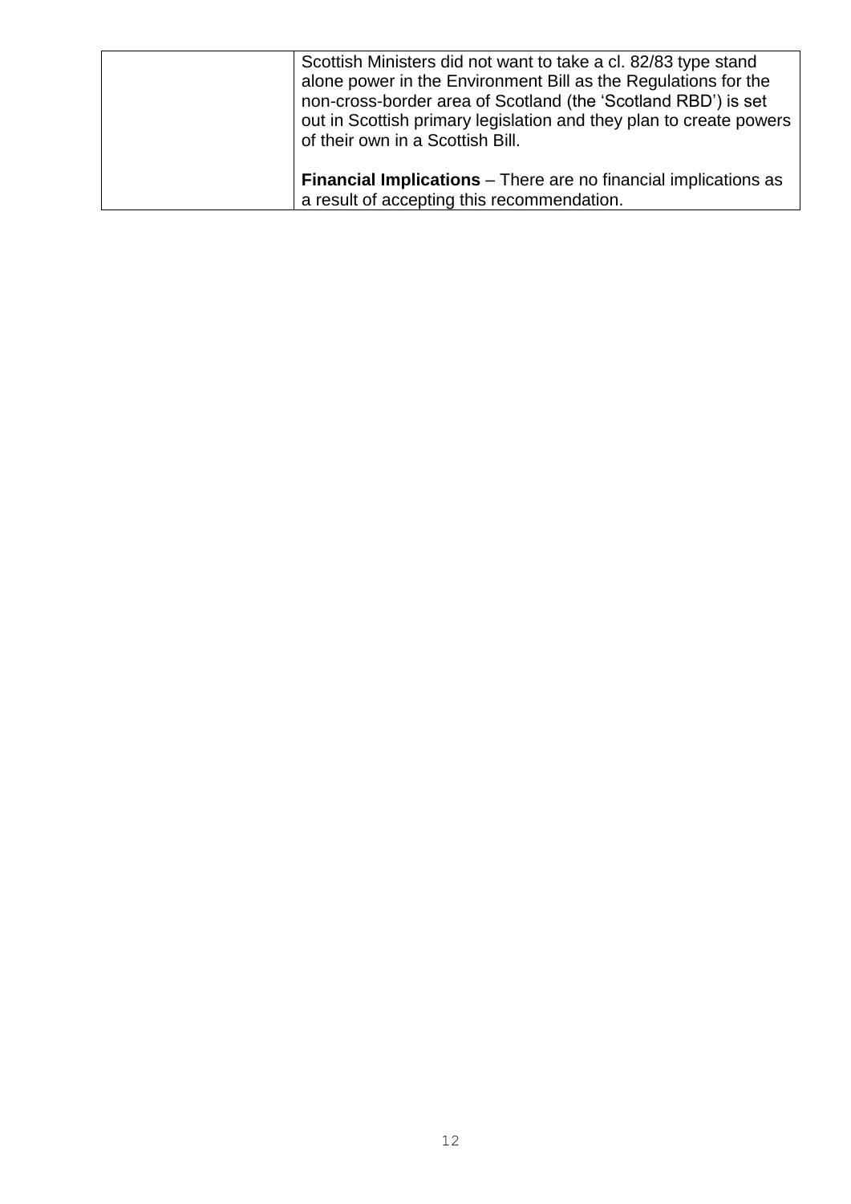| | |
|---|---|
| | Scottish Ministers did not want to take a cl. 82/83 type stand alone power in the Environment Bill as the Regulations for the non-cross-border area of Scotland (the 'Scotland RBD') is set out in Scottish primary legislation and they plan to create powers of their own in a Scottish Bill.<br><br>**Financial Implications** – There are no financial implications as a result of accepting this recommendation. |